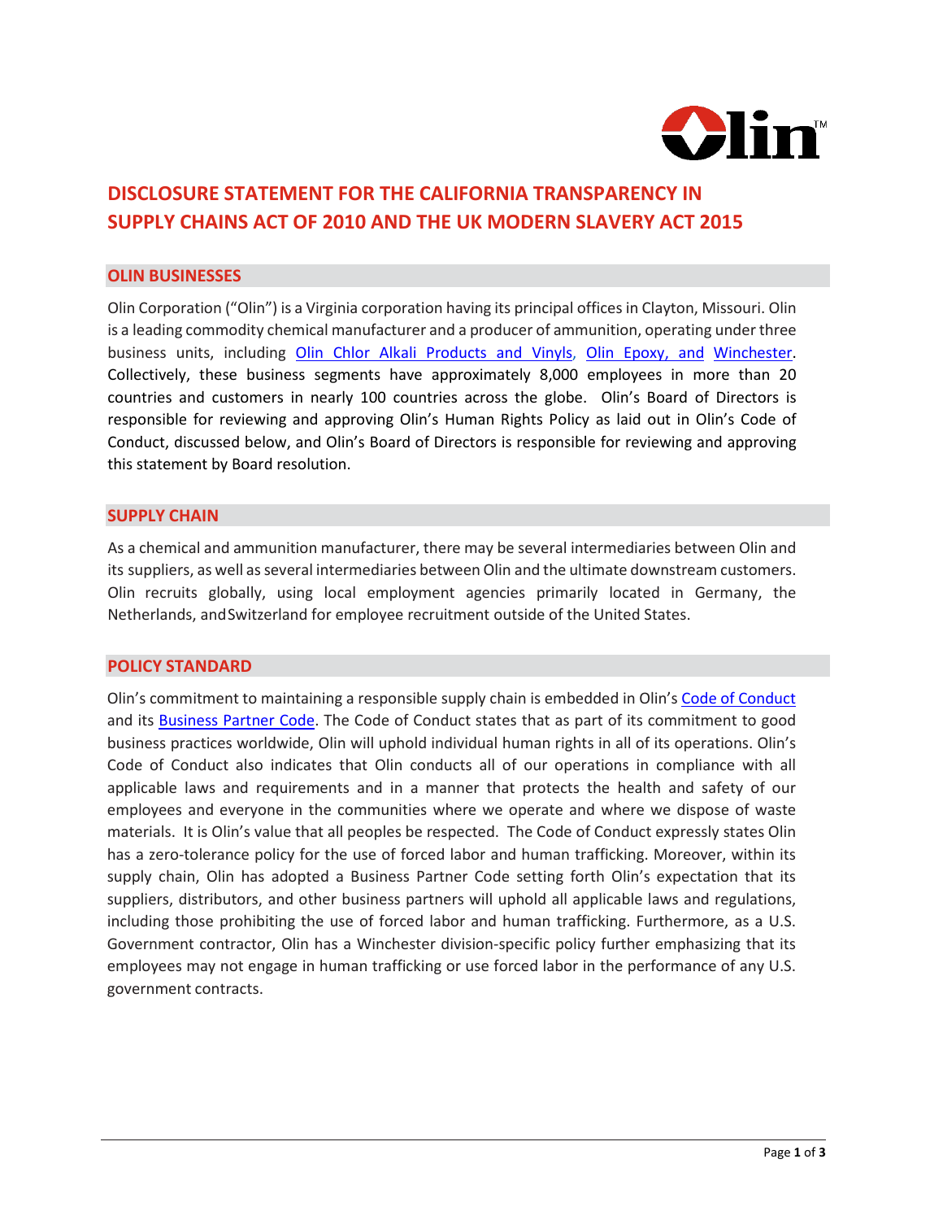# DISCLOSURE STATEMENT FOR THE CALIFORNIA TRANSPARENCY IN SUPPLY CHAINS ACT OF 2010 AND THE UK MODERN SLAVERY ACT 2015

## OLIN BUSINESSES

Olin Corporation ("Olin") is a Virginia corporation having its principal offices in Clayton, Missouri. Olin is a leading commodity chemical manufacturer and a producer of ammunition, operating under three business units, including Olin Chlor Alkali Products and Vinyls, Olin Epoxy, and Winchester. Collectively, these business segments have approximately 8,000 employees in more than 20 countries and customers in nearly 100 countries across the globe. Olin's Board of Directors is responsible for reviewing and approving Olin's Human Rights Policy as laid out in Olin's Code of Conduct, discussed below, and Olin's Board of Directors is responsible for reviewing and approving this statement by Board resolution.

## SUPPLY CHAIN

As a chemical and ammunition manufacturer, there may be several intermediaries between Olin and its suppliers, as well as several intermediaries between Olin and the ultimate downstream customers. Olin recruits globally, using local employment agencies primarily located in Germany, the Netherlands, and Switzerland for employee recruitment outside of the United States.

## POLICY STANDARD

Olin's commitment to maintaining a responsible supply chain is embedded in Olin's Code of Conduct and its Business Partner Code. The Code of Conduct states that as part of its commitment to good business practices worldwide, Olin will uphold individual human rights in all of its operations. Olin's Code of Conduct also indicates that Olin conducts all of our operations in compliance with all applicable laws and requirements and in a manner that protects the health and safety of our employees and everyone in the communities where we operate and where we dispose of waste materials. It is Olin's value that all peoples be respected. The Code of Conduct expressly states Olin has a zero-tolerance policy for the use of forced labor and human trafficking. Moreover, within its supply chain, Olin has adopted a Business Partner Code setting forth Olin's expectation that its suppliers, distributors, and other business partners will uphold all applicable laws and regulations, including those prohibiting the use of forced labor and human trafficking. Furthermore, as a U.S. Government contractor, Olin has a Winchester division-specific policy further emphasizing that its employees may not engage in human trafficking or use forced labor in the performance of any U.S. government contracts.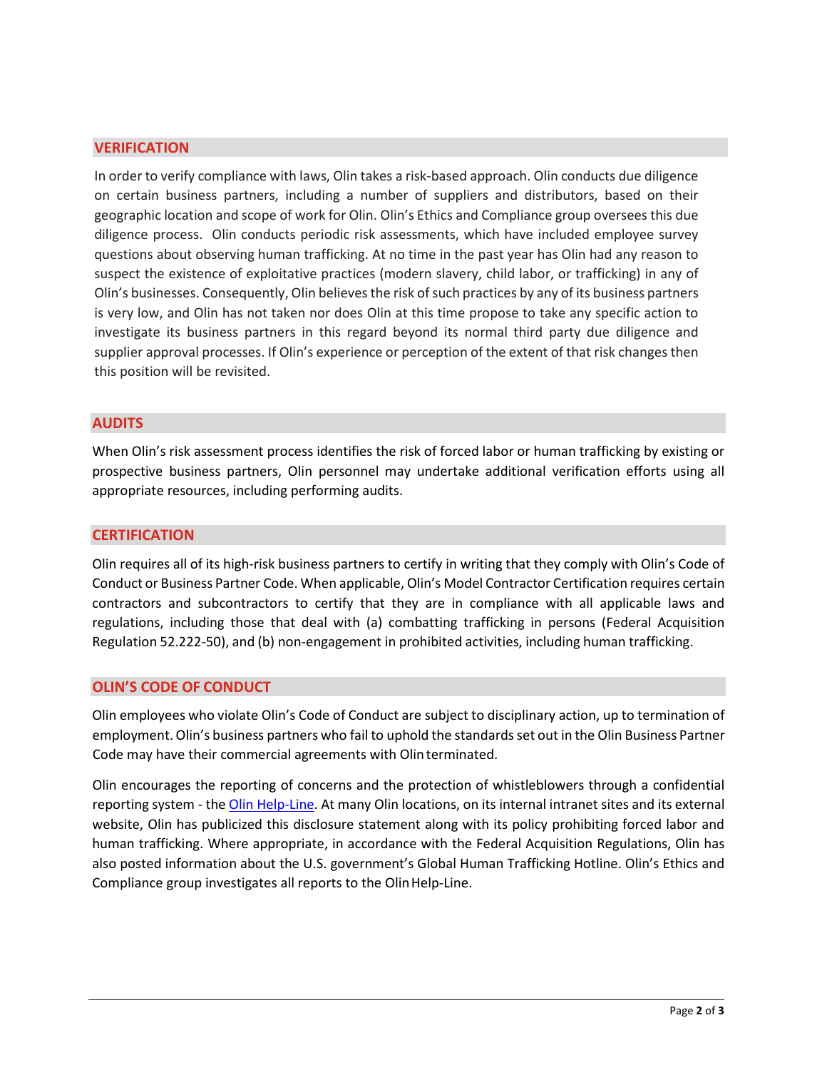## VERIFICATION

In order to verify compliance with laws, Olin takes a risk-based approach. Olin conducts due diligence on certain business partners, including a number of suppliers and distributors, based on their geographic location and scope of work for Olin. Olin's Ethics and Compliance group oversees this due diligence process. Olin conducts periodic risk assessments, which have included employee survey questions about observing human trafficking. At no time in the past year has Olin had any reason to suspect the existence of exploitative practices (modern slavery, child labor, or trafficking) in any of Olin's businesses. Consequently, Olin believes the risk of such practices by any of its business partners is very low, and Olin has not taken nor does Olin at this time propose to take any specific action to investigate its business partners in this regard beyond its normal third party due diligence and supplier approval processes. If Olin's experience or perception of the extent of that risk changes then this position will be revisited.

## AUDITS

When Olin's risk assessment process identifies the risk of forced labor or human trafficking by existing or prospective business partners, Olin personnel may undertake additional verification efforts using all appropriate resources, including performing audits.

## CERTIFICATION

Olin requires all of its high-risk business partners to certify in writing that they comply with Olin's Code of Conduct or Business Partner Code. When applicable, Olin's Model Contractor Certification requires certain contractors and subcontractors to certify that they are in compliance with all applicable laws and regulations, including those that deal with (a) combatting trafficking in persons (Federal Acquisition Regulation 52.222-50), and (b) non-engagement in prohibited activities, including human trafficking.

## OLIN'S CODE OF CONDUCT

Olin employees who violate Olin's Code of Conduct are subject to disciplinary action, up to termination of employment. Olin's business partners who fail to uphold the standards set out in the Olin Business Partner Code may have their commercial agreements with Olin terminated.

Olin encourages the reporting of concerns and the protection of whistleblowers through a confidential reporting system - the Olin Help-Line. At many Olin locations, on its internal intranet sites and its external website, Olin has publicized this disclosure statement along with its policy prohibiting forced labor and human trafficking. Where appropriate, in accordance with the Federal Acquisition Regulations, Olin has also posted information about the U.S. government's Global Human Trafficking Hotline. Olin's Ethics and Compliance group investigates all reports to the Olin Help-Line.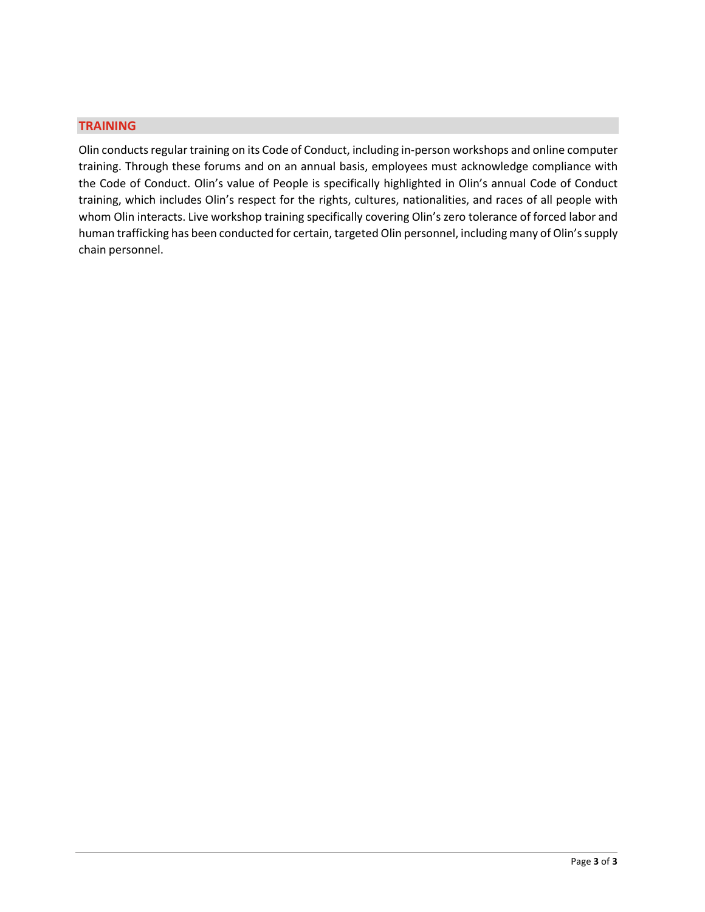## TRAINING

Olin conducts regular training on its Code of Conduct, including in-person workshops and online computer training. Through these forums and on an annual basis, employees must acknowledge compliance with the Code of Conduct. Olin's value of People is specifically highlighted in Olin's annual Code of Conduct training, which includes Olin's respect for the rights, cultures, nationalities, and races of all people with whom Olin interacts. Live workshop training specifically covering Olin's zero tolerance of forced labor and human trafficking has been conducted for certain, targeted Olin personnel, including many of Olin's supply chain personnel.